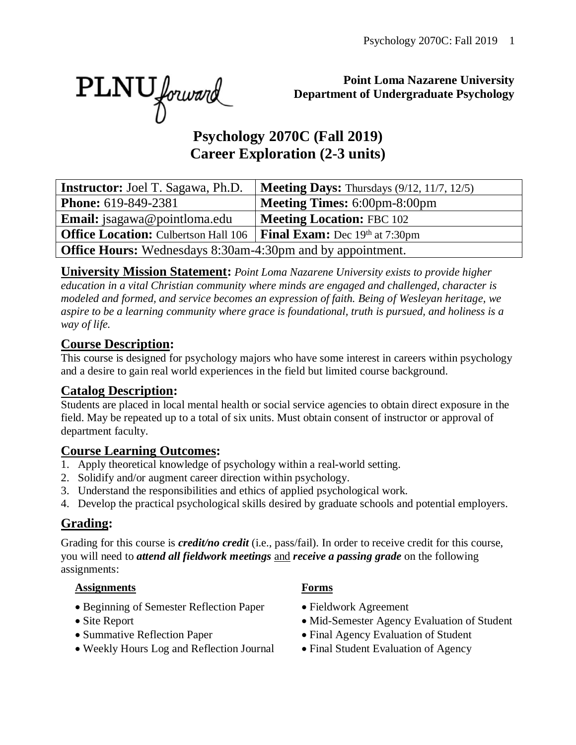**Point Loma Nazarene University**
**Department of Undergraduate Psychology**

# Psychology 2070C (Fall 2019)
# Career Exploration (2-3 units)

| **Instructor:** Joel T. Sagawa, Ph.D. | **Meeting Days:** Thursdays (9/12, 11/7, 12/5) |
|---|---|
| **Phone:** 619-849-2381 | **Meeting Times:** 6:00pm-8:00pm |
| **Email:** jsagawa@pointloma.edu | **Meeting Location:** FBC 102 |
| **Office Location:** Culbertson Hall 106 | **Final Exam:** Dec 19th at 7:30pm |
| **Office Hours:** Wednesdays 8:30am-4:30pm and by appointment. | |

**University Mission Statement:** *Point Loma Nazarene University exists to provide higher education in a vital Christian community where minds are engaged and challenged, character is modeled and formed, and service becomes an expression of faith. Being of Wesleyan heritage, we aspire to be a learning community where grace is foundational, truth is pursued, and holiness is a way of life.*

## Course Description:

This course is designed for psychology majors who have some interest in careers within psychology and a desire to gain real world experiences in the field but limited course background.

## Catalog Description:

Students are placed in local mental health or social service agencies to obtain direct exposure in the field. May be repeated up to a total of six units. Must obtain consent of instructor or approval of department faculty.

## Course Learning Outcomes:

1. Apply theoretical knowledge of psychology within a real-world setting.
2. Solidify and/or augment career direction within psychology.
3. Understand the responsibilities and ethics of applied psychological work.
4. Develop the practical psychological skills desired by graduate schools and potential employers.

## Grading:

Grading for this course is ***credit/no credit*** (i.e., pass/fail). In order to receive credit for this course, you will need to ***attend all fieldwork meetings*** and ***receive a passing grade*** on the following assignments:

**Assignments**

- Beginning of Semester Reflection Paper
- Site Report
- Summative Reflection Paper
- Weekly Hours Log and Reflection Journal

**Forms**

- Fieldwork Agreement
- Mid-Semester Agency Evaluation of Student
- Final Agency Evaluation of Student
- Final Student Evaluation of Agency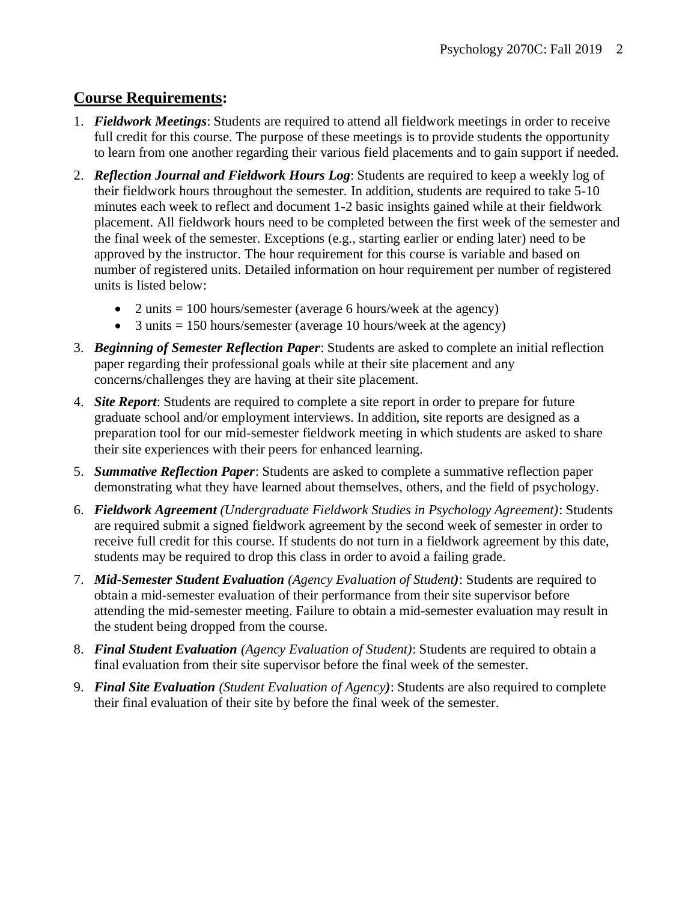## **Course Requirements:**

1. ***Fieldwork Meetings***: Students are required to attend all fieldwork meetings in order to receive full credit for this course. The purpose of these meetings is to provide students the opportunity to learn from one another regarding their various field placements and to gain support if needed.

2. ***Reflection Journal and Fieldwork Hours Log***: Students are required to keep a weekly log of their fieldwork hours throughout the semester. In addition, students are required to take 5-10 minutes each week to reflect and document 1-2 basic insights gained while at their fieldwork placement. All fieldwork hours need to be completed between the first week of the semester and the final week of the semester. Exceptions (e.g., starting earlier or ending later) need to be approved by the instructor. The hour requirement for this course is variable and based on number of registered units. Detailed information on hour requirement per number of registered units is listed below:

   - 2 units = 100 hours/semester (average 6 hours/week at the agency)
   - 3 units = 150 hours/semester (average 10 hours/week at the agency)

3. ***Beginning of Semester Reflection Paper***: Students are asked to complete an initial reflection paper regarding their professional goals while at their site placement and any concerns/challenges they are having at their site placement.

4. ***Site Report***: Students are required to complete a site report in order to prepare for future graduate school and/or employment interviews. In addition, site reports are designed as a preparation tool for our mid-semester fieldwork meeting in which students are asked to share their site experiences with their peers for enhanced learning.

5. ***Summative Reflection Paper***: Students are asked to complete a summative reflection paper demonstrating what they have learned about themselves, others, and the field of psychology.

6. ***Fieldwork Agreement*** *(Undergraduate Fieldwork Studies in Psychology Agreement)*: Students are required submit a signed fieldwork agreement by the second week of semester in order to receive full credit for this course. If students do not turn in a fieldwork agreement by this date, students may be required to drop this class in order to avoid a failing grade.

7. ***Mid-Semester Student Evaluation*** *(Agency Evaluation of Student)*: Students are required to obtain a mid-semester evaluation of their performance from their site supervisor before attending the mid-semester meeting. Failure to obtain a mid-semester evaluation may result in the student being dropped from the course.

8. ***Final Student Evaluation*** *(Agency Evaluation of Student)*: Students are required to obtain a final evaluation from their site supervisor before the final week of the semester.

9. ***Final Site Evaluation*** *(Student Evaluation of Agency)*: Students are also required to complete their final evaluation of their site by before the final week of the semester.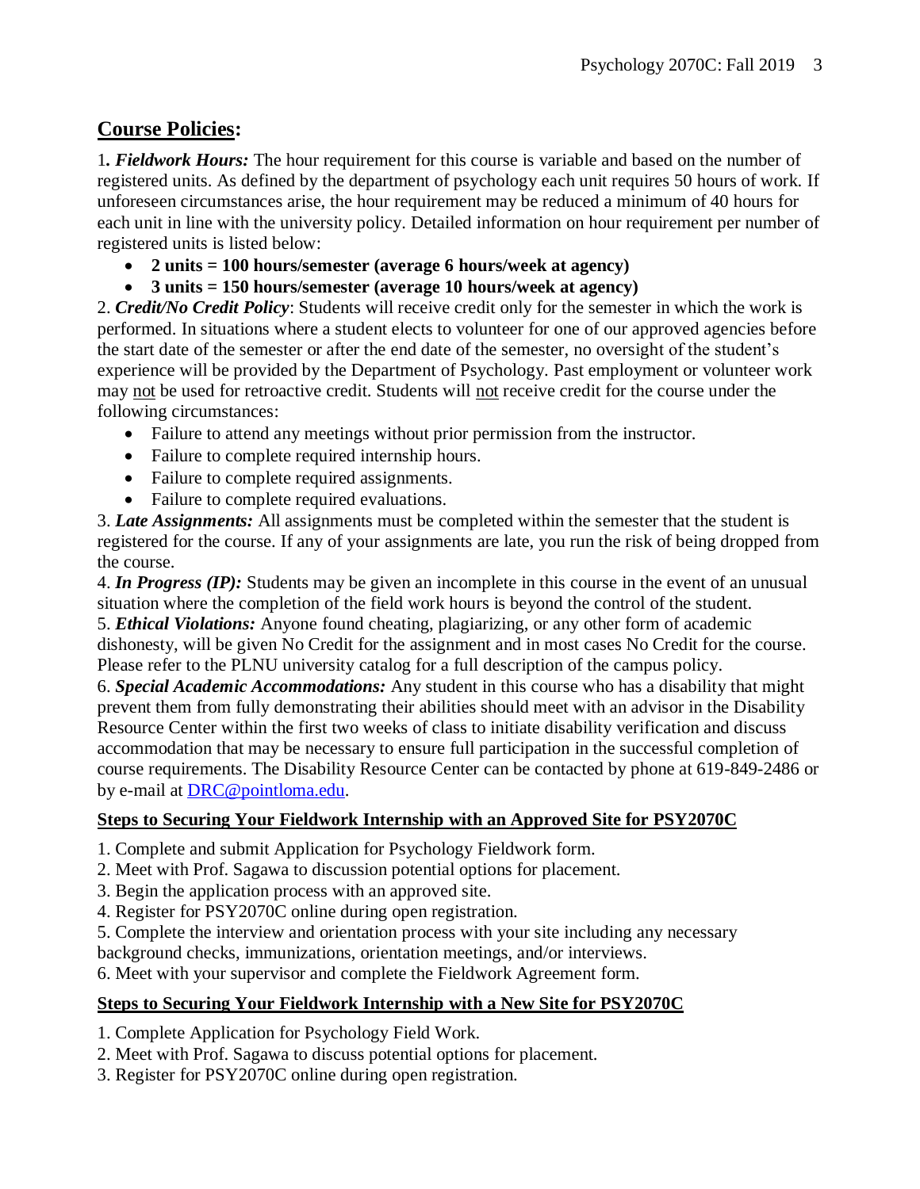## **Course Policies:**

1**.** ***Fieldwork Hours:*** The hour requirement for this course is variable and based on the number of registered units. As defined by the department of psychology each unit requires 50 hours of work. If unforeseen circumstances arise, the hour requirement may be reduced a minimum of 40 hours for each unit in line with the university policy. Detailed information on hour requirement per number of registered units is listed below:

- **2 units = 100 hours/semester (average 6 hours/week at agency)**
- **3 units = 150 hours/semester (average 10 hours/week at agency)**

2. ***Credit/No Credit Policy***: Students will receive credit only for the semester in which the work is performed. In situations where a student elects to volunteer for one of our approved agencies before the start date of the semester or after the end date of the semester, no oversight of the student's experience will be provided by the Department of Psychology. Past employment or volunteer work may not be used for retroactive credit. Students will not receive credit for the course under the following circumstances:

- Failure to attend any meetings without prior permission from the instructor.
- Failure to complete required internship hours.
- Failure to complete required assignments.
- Failure to complete required evaluations.

3. ***Late Assignments:*** All assignments must be completed within the semester that the student is registered for the course. If any of your assignments are late, you run the risk of being dropped from the course.

4. ***In Progress (IP):*** Students may be given an incomplete in this course in the event of an unusual situation where the completion of the field work hours is beyond the control of the student.

5. ***Ethical Violations:*** Anyone found cheating, plagiarizing, or any other form of academic dishonesty, will be given No Credit for the assignment and in most cases No Credit for the course. Please refer to the PLNU university catalog for a full description of the campus policy.

6. ***Special Academic Accommodations:*** Any student in this course who has a disability that might prevent them from fully demonstrating their abilities should meet with an advisor in the Disability Resource Center within the first two weeks of class to initiate disability verification and discuss accommodation that may be necessary to ensure full participation in the successful completion of course requirements. The Disability Resource Center can be contacted by phone at 619-849-2486 or by e-mail at [DRC@pointloma.edu](mailto:DRC@pointloma.edu).

### **Steps to Securing Your Fieldwork Internship with an Approved Site for PSY2070C**

1. Complete and submit Application for Psychology Fieldwork form.
2. Meet with Prof. Sagawa to discussion potential options for placement.
3. Begin the application process with an approved site.
4. Register for PSY2070C online during open registration.
5. Complete the interview and orientation process with your site including any necessary background checks, immunizations, orientation meetings, and/or interviews.
6. Meet with your supervisor and complete the Fieldwork Agreement form.

### **Steps to Securing Your Fieldwork Internship with a New Site for PSY2070C**

1. Complete Application for Psychology Field Work.
2. Meet with Prof. Sagawa to discuss potential options for placement.
3. Register for PSY2070C online during open registration.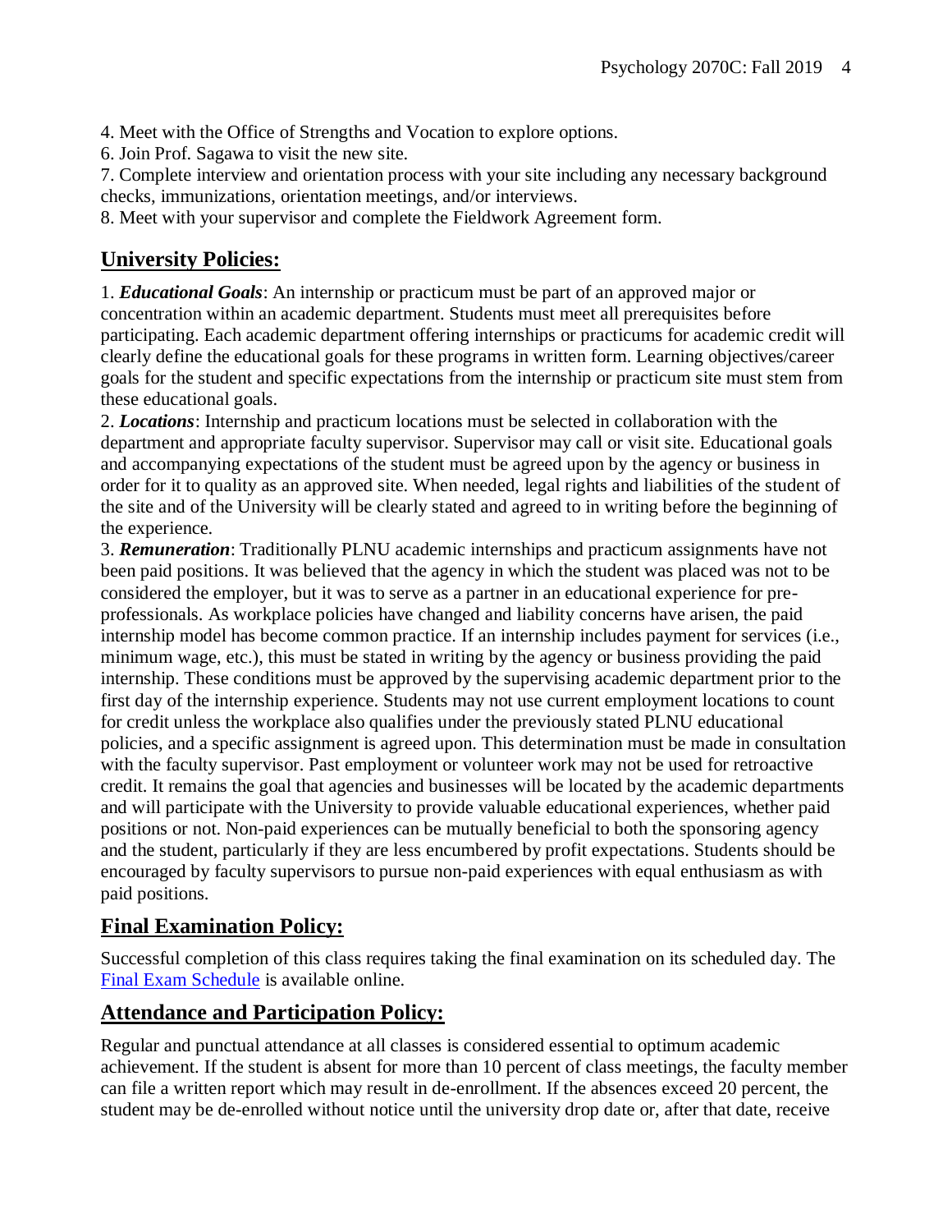4. Meet with the Office of Strengths and Vocation to explore options.
6. Join Prof. Sagawa to visit the new site.
7. Complete interview and orientation process with your site including any necessary background checks, immunizations, orientation meetings, and/or interviews.
8. Meet with your supervisor and complete the Fieldwork Agreement form.

## University Policies:

1. ***Educational Goals***: An internship or practicum must be part of an approved major or concentration within an academic department. Students must meet all prerequisites before participating. Each academic department offering internships or practicums for academic credit will clearly define the educational goals for these programs in written form. Learning objectives/career goals for the student and specific expectations from the internship or practicum site must stem from these educational goals.
2. ***Locations***: Internship and practicum locations must be selected in collaboration with the department and appropriate faculty supervisor. Supervisor may call or visit site. Educational goals and accompanying expectations of the student must be agreed upon by the agency or business in order for it to quality as an approved site. When needed, legal rights and liabilities of the student of the site and of the University will be clearly stated and agreed to in writing before the beginning of the experience.
3. ***Remuneration***: Traditionally PLNU academic internships and practicum assignments have not been paid positions. It was believed that the agency in which the student was placed was not to be considered the employer, but it was to serve as a partner in an educational experience for pre-professionals. As workplace policies have changed and liability concerns have arisen, the paid internship model has become common practice. If an internship includes payment for services (i.e., minimum wage, etc.), this must be stated in writing by the agency or business providing the paid internship. These conditions must be approved by the supervising academic department prior to the first day of the internship experience. Students may not use current employment locations to count for credit unless the workplace also qualifies under the previously stated PLNU educational policies, and a specific assignment is agreed upon. This determination must be made in consultation with the faculty supervisor. Past employment or volunteer work may not be used for retroactive credit. It remains the goal that agencies and businesses will be located by the academic departments and will participate with the University to provide valuable educational experiences, whether paid positions or not. Non-paid experiences can be mutually beneficial to both the sponsoring agency and the student, particularly if they are less encumbered by profit expectations. Students should be encouraged by faculty supervisors to pursue non-paid experiences with equal enthusiasm as with paid positions.

## Final Examination Policy:

Successful completion of this class requires taking the final examination on its scheduled day. The Final Exam Schedule is available online.

## Attendance and Participation Policy:

Regular and punctual attendance at all classes is considered essential to optimum academic achievement. If the student is absent for more than 10 percent of class meetings, the faculty member can file a written report which may result in de-enrollment. If the absences exceed 20 percent, the student may be de-enrolled without notice until the university drop date or, after that date, receive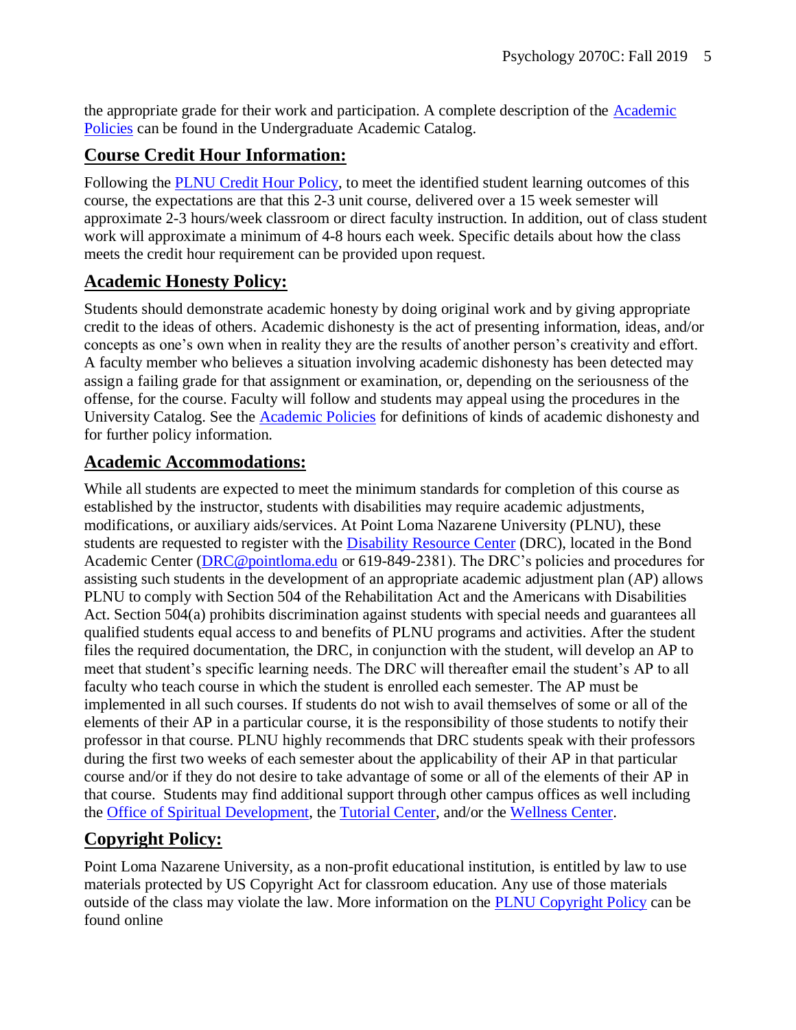the appropriate grade for their work and participation. A complete description of the Academic Policies can be found in the Undergraduate Academic Catalog.

## Course Credit Hour Information:

Following the PLNU Credit Hour Policy, to meet the identified student learning outcomes of this course, the expectations are that this 2-3 unit course, delivered over a 15 week semester will approximate 2-3 hours/week classroom or direct faculty instruction. In addition, out of class student work will approximate a minimum of 4-8 hours each week. Specific details about how the class meets the credit hour requirement can be provided upon request.

## Academic Honesty Policy:

Students should demonstrate academic honesty by doing original work and by giving appropriate credit to the ideas of others. Academic dishonesty is the act of presenting information, ideas, and/or concepts as one's own when in reality they are the results of another person's creativity and effort. A faculty member who believes a situation involving academic dishonesty has been detected may assign a failing grade for that assignment or examination, or, depending on the seriousness of the offense, for the course. Faculty will follow and students may appeal using the procedures in the University Catalog. See the Academic Policies for definitions of kinds of academic dishonesty and for further policy information.

## Academic Accommodations:

While all students are expected to meet the minimum standards for completion of this course as established by the instructor, students with disabilities may require academic adjustments, modifications, or auxiliary aids/services. At Point Loma Nazarene University (PLNU), these students are requested to register with the Disability Resource Center (DRC), located in the Bond Academic Center (DRC@pointloma.edu or 619-849-2381). The DRC's policies and procedures for assisting such students in the development of an appropriate academic adjustment plan (AP) allows PLNU to comply with Section 504 of the Rehabilitation Act and the Americans with Disabilities Act. Section 504(a) prohibits discrimination against students with special needs and guarantees all qualified students equal access to and benefits of PLNU programs and activities. After the student files the required documentation, the DRC, in conjunction with the student, will develop an AP to meet that student's specific learning needs. The DRC will thereafter email the student's AP to all faculty who teach course in which the student is enrolled each semester. The AP must be implemented in all such courses. If students do not wish to avail themselves of some or all of the elements of their AP in a particular course, it is the responsibility of those students to notify their professor in that course. PLNU highly recommends that DRC students speak with their professors during the first two weeks of each semester about the applicability of their AP in that particular course and/or if they do not desire to take advantage of some or all of the elements of their AP in that course. Students may find additional support through other campus offices as well including the Office of Spiritual Development, the Tutorial Center, and/or the Wellness Center.

## Copyright Policy:

Point Loma Nazarene University, as a non-profit educational institution, is entitled by law to use materials protected by US Copyright Act for classroom education. Any use of those materials outside of the class may violate the law. More information on the PLNU Copyright Policy can be found online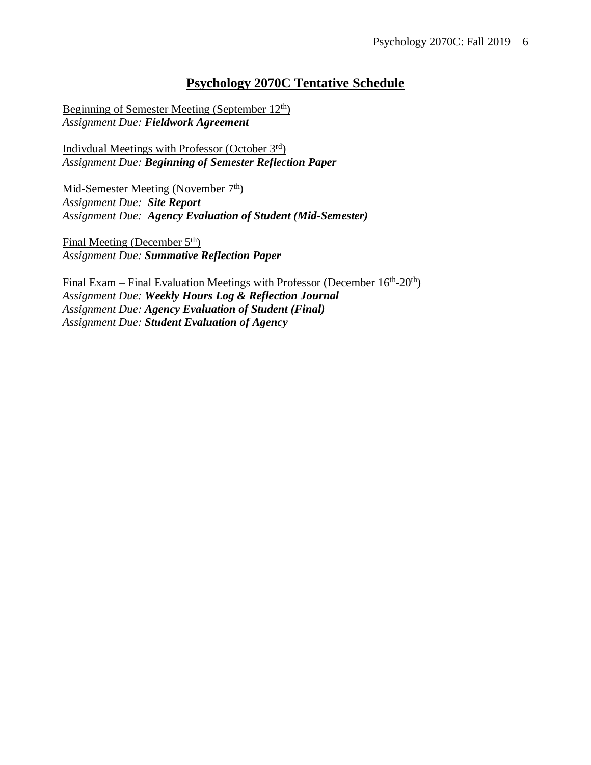# Psychology 2070C Tentative Schedule

Beginning of Semester Meeting (September 12th)
*Assignment Due:* ***Fieldwork Agreement***

Indivdual Meetings with Professor (October 3rd)
*Assignment Due:* ***Beginning of Semester Reflection Paper***

Mid-Semester Meeting (November 7th)
*Assignment Due:* ***Site Report***
*Assignment Due:* ***Agency Evaluation of Student (Mid-Semester)***

Final Meeting (December 5th)
*Assignment Due:* ***Summative Reflection Paper***

Final Exam – Final Evaluation Meetings with Professor (December 16th-20th)
*Assignment Due:* ***Weekly Hours Log & Reflection Journal***
*Assignment Due:* ***Agency Evaluation of Student (Final)***
*Assignment Due:* ***Student Evaluation of Agency***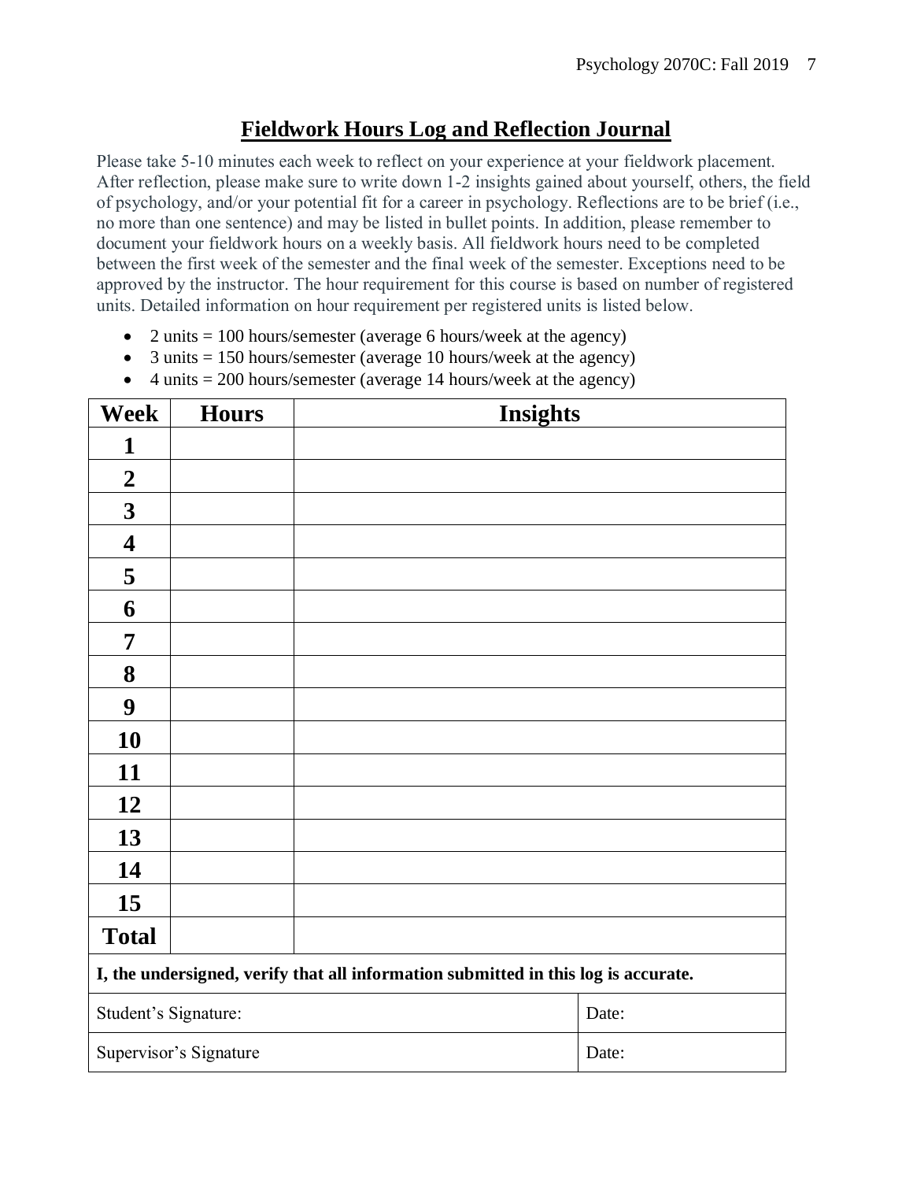# Fieldwork Hours Log and Reflection Journal

Please take 5-10 minutes each week to reflect on your experience at your fieldwork placement. After reflection, please make sure to write down 1-2 insights gained about yourself, others, the field of psychology, and/or your potential fit for a career in psychology. Reflections are to be brief (i.e., no more than one sentence) and may be listed in bullet points. In addition, please remember to document your fieldwork hours on a weekly basis. All fieldwork hours need to be completed between the first week of the semester and the final week of the semester. Exceptions need to be approved by the instructor. The hour requirement for this course is based on number of registered units. Detailed information on hour requirement per registered units is listed below.

- 2 units = 100 hours/semester (average 6 hours/week at the agency)
- 3 units = 150 hours/semester (average 10 hours/week at the agency)
- 4 units = 200 hours/semester (average 14 hours/week at the agency)

| Week | Hours | Insights |
|---|---|---|
| 1 | | |
| 2 | | |
| 3 | | |
| 4 | | |
| 5 | | |
| 6 | | |
| 7 | | |
| 8 | | |
| 9 | | |
| 10 | | |
| 11 | | |
| 12 | | |
| 13 | | |
| 14 | | |
| 15 | | |
| Total | | |

| I, the undersigned, verify that all information submitted in this log is accurate. | |
|---|---|
| Student's Signature: | Date: |
| Supervisor's Signature | Date: |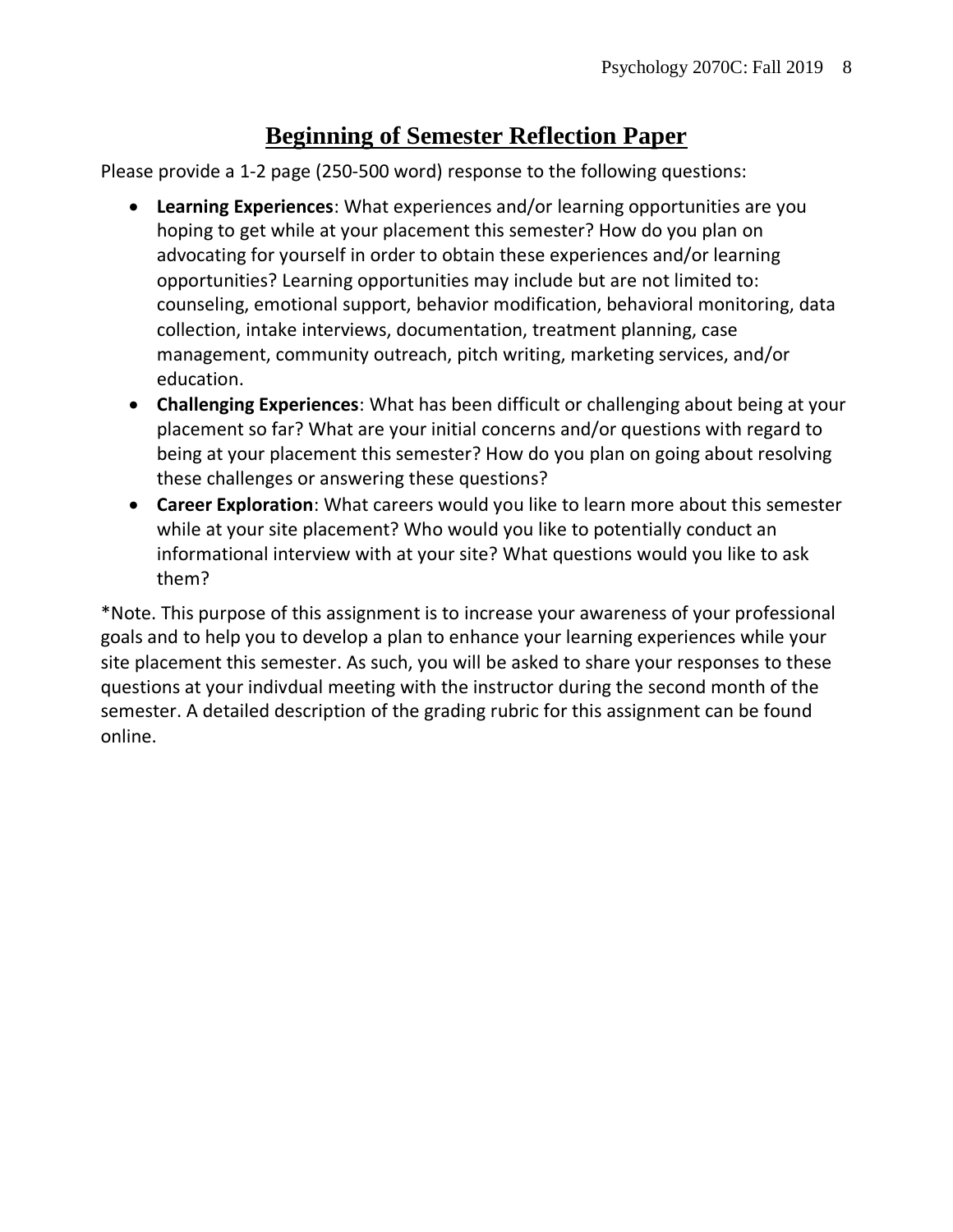# Beginning of Semester Reflection Paper

Please provide a 1-2 page (250-500 word) response to the following questions:

- **Learning Experiences**: What experiences and/or learning opportunities are you hoping to get while at your placement this semester? How do you plan on advocating for yourself in order to obtain these experiences and/or learning opportunities? Learning opportunities may include but are not limited to: counseling, emotional support, behavior modification, behavioral monitoring, data collection, intake interviews, documentation, treatment planning, case management, community outreach, pitch writing, marketing services, and/or education.
- **Challenging Experiences**: What has been difficult or challenging about being at your placement so far? What are your initial concerns and/or questions with regard to being at your placement this semester? How do you plan on going about resolving these challenges or answering these questions?
- **Career Exploration**: What careers would you like to learn more about this semester while at your site placement? Who would you like to potentially conduct an informational interview with at your site? What questions would you like to ask them?

*Note. This purpose of this assignment is to increase your awareness of your professional goals and to help you to develop a plan to enhance your learning experiences while your site placement this semester. As such, you will be asked to share your responses to these questions at your indivdual meeting with the instructor during the second month of the semester. A detailed description of the grading rubric for this assignment can be found online.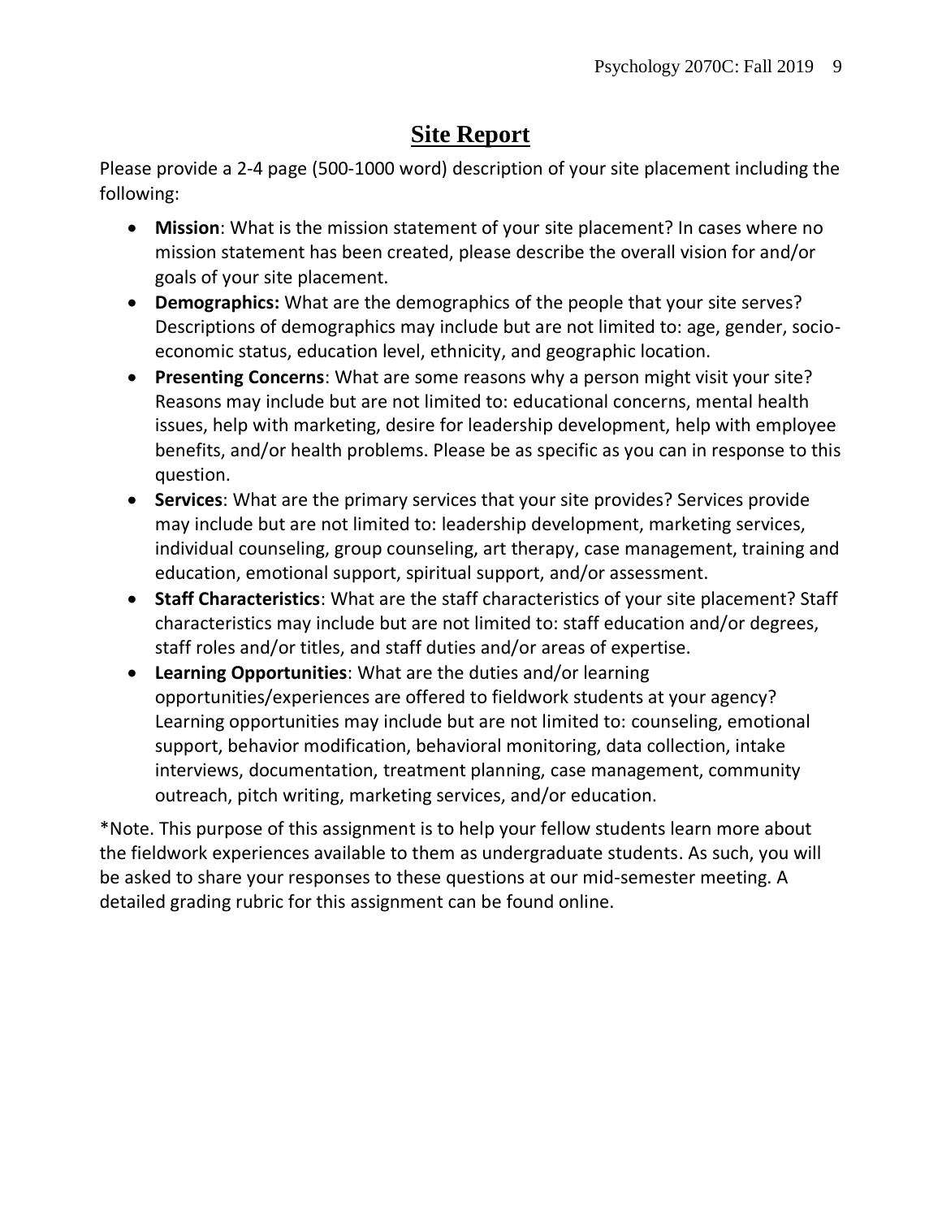# Site Report

Please provide a 2-4 page (500-1000 word) description of your site placement including the following:

- **Mission**: What is the mission statement of your site placement? In cases where no mission statement has been created, please describe the overall vision for and/or goals of your site placement.
- **Demographics:** What are the demographics of the people that your site serves? Descriptions of demographics may include but are not limited to: age, gender, socio-economic status, education level, ethnicity, and geographic location.
- **Presenting Concerns**: What are some reasons why a person might visit your site? Reasons may include but are not limited to: educational concerns, mental health issues, help with marketing, desire for leadership development, help with employee benefits, and/or health problems. Please be as specific as you can in response to this question.
- **Services**: What are the primary services that your site provides? Services provide may include but are not limited to: leadership development, marketing services, individual counseling, group counseling, art therapy, case management, training and education, emotional support, spiritual support, and/or assessment.
- **Staff Characteristics**: What are the staff characteristics of your site placement? Staff characteristics may include but are not limited to: staff education and/or degrees, staff roles and/or titles, and staff duties and/or areas of expertise.
- **Learning Opportunities**: What are the duties and/or learning opportunities/experiences are offered to fieldwork students at your agency? Learning opportunities may include but are not limited to: counseling, emotional support, behavior modification, behavioral monitoring, data collection, intake interviews, documentation, treatment planning, case management, community outreach, pitch writing, marketing services, and/or education.

*Note. This purpose of this assignment is to help your fellow students learn more about the fieldwork experiences available to them as undergraduate students. As such, you will be asked to share your responses to these questions at our mid-semester meeting. A detailed grading rubric for this assignment can be found online.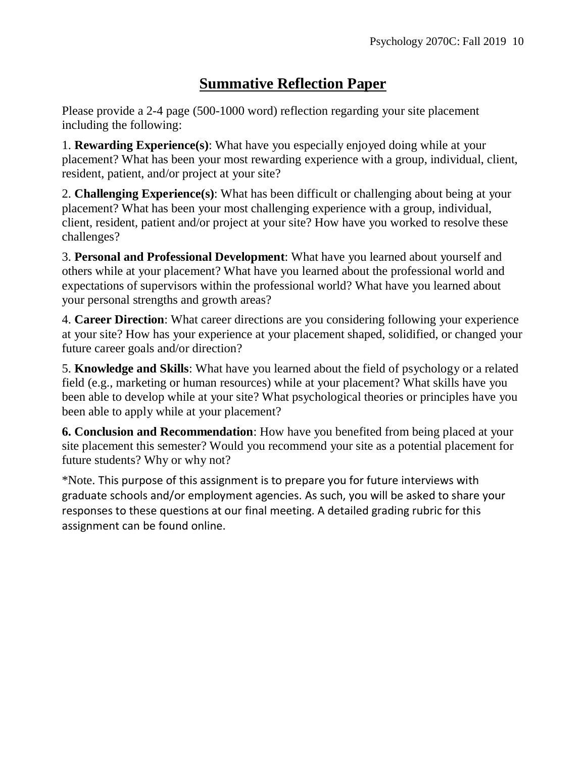# Summative Reflection Paper

Please provide a 2-4 page (500-1000 word) reflection regarding your site placement including the following:

1. **Rewarding Experience(s)**: What have you especially enjoyed doing while at your placement? What has been your most rewarding experience with a group, individual, client, resident, patient, and/or project at your site?

2. **Challenging Experience(s)**: What has been difficult or challenging about being at your placement? What has been your most challenging experience with a group, individual, client, resident, patient and/or project at your site? How have you worked to resolve these challenges?

3. **Personal and Professional Development**: What have you learned about yourself and others while at your placement? What have you learned about the professional world and expectations of supervisors within the professional world? What have you learned about your personal strengths and growth areas?

4. **Career Direction**: What career directions are you considering following your experience at your site? How has your experience at your placement shaped, solidified, or changed your future career goals and/or direction?

5. **Knowledge and Skills**: What have you learned about the field of psychology or a related field (e.g., marketing or human resources) while at your placement? What skills have you been able to develop while at your site? What psychological theories or principles have you been able to apply while at your placement?

**6. Conclusion and Recommendation**: How have you benefited from being placed at your site placement this semester? Would you recommend your site as a potential placement for future students? Why or why not?

*Note. This purpose of this assignment is to prepare you for future interviews with graduate schools and/or employment agencies. As such, you will be asked to share your responses to these questions at our final meeting. A detailed grading rubric for this assignment can be found online.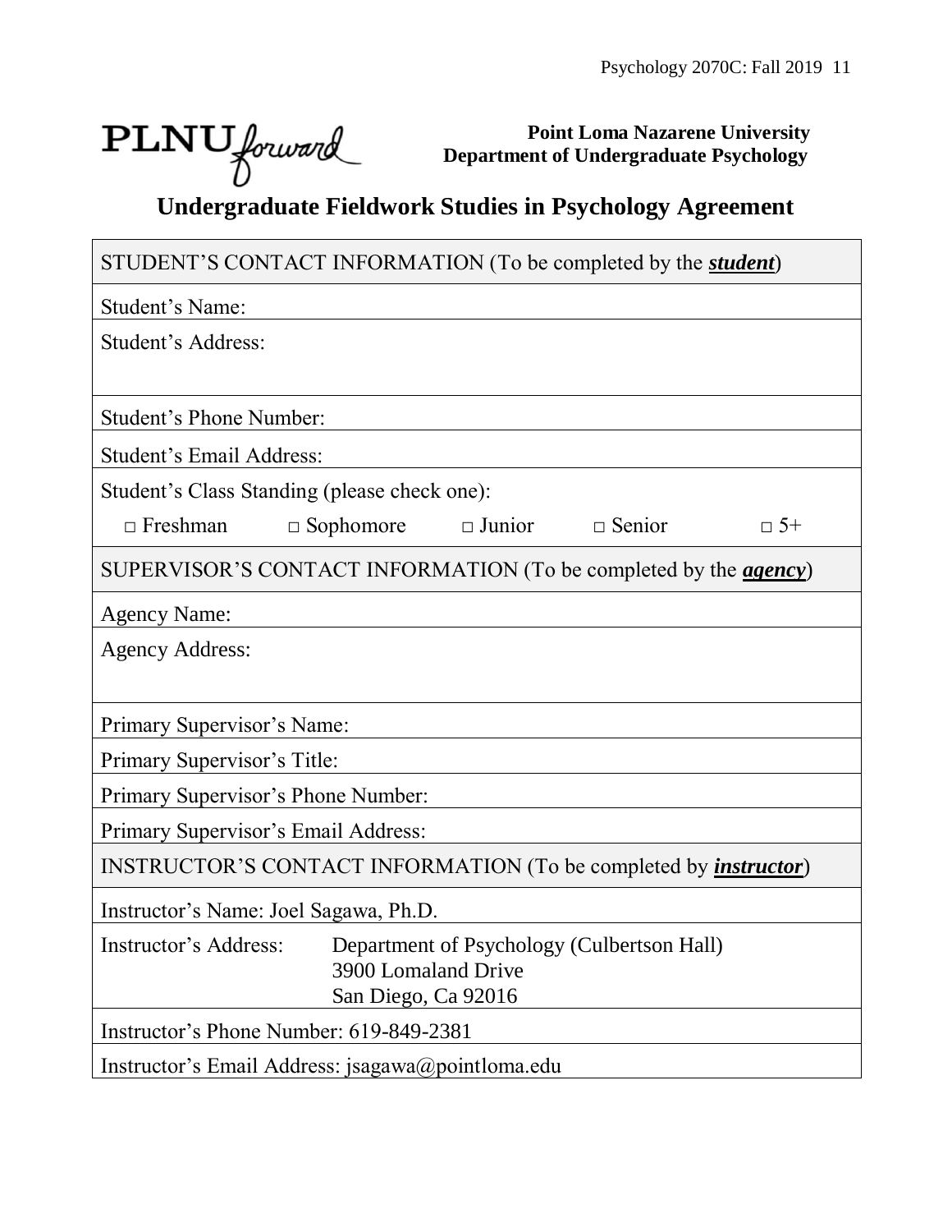PLNU forward

**Point Loma Nazarene University**
**Department of Undergraduate Psychology**

# Undergraduate Fieldwork Studies in Psychology Agreement

| STUDENT'S CONTACT INFORMATION (To be completed by the ***student***) |
|---|
| Student's Name: |
| Student's Address: |
| Student's Phone Number: |
| Student's Email Address: |
| Student's Class Standing (please check one): □ Freshman □ Sophomore □ Junior □ Senior □ 5+ |
| SUPERVISOR'S CONTACT INFORMATION (To be completed by the ***agency***) |
| Agency Name: |
| Agency Address: |
| Primary Supervisor's Name: |
| Primary Supervisor's Title: |
| Primary Supervisor's Phone Number: |
| Primary Supervisor's Email Address: |
| INSTRUCTOR'S CONTACT INFORMATION (To be completed by ***instructor***) |
| Instructor's Name: Joel Sagawa, Ph.D. |
| Instructor's Address: Department of Psychology (Culbertson Hall), 3900 Lomaland Drive, San Diego, Ca 92016 |
| Instructor's Phone Number: 619-849-2381 |
| Instructor's Email Address: jsagawa@pointloma.edu |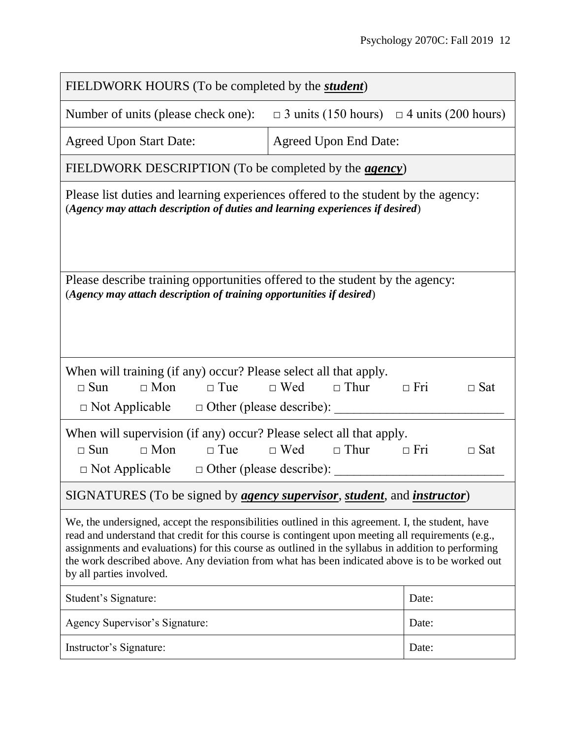| FIELDWORK HOURS (To be completed by the ***student***) | |
|---|---|
| Number of units (please check one): □ 3 units (150 hours) □ 4 units (200 hours) | |
| Agreed Upon Start Date: | Agreed Upon End Date: |

| FIELDWORK DESCRIPTION (To be completed by the ***agency***) |
|---|
| Please list duties and learning experiences offered to the student by the agency: (***Agency may attach description of duties and learning experiences if desired***) |
| Please describe training opportunities offered to the student by the agency: (***Agency may attach description of training opportunities if desired***) |
| When will training (if any) occur? Please select all that apply. □ Sun □ Mon □ Tue □ Wed □ Thur □ Fri □ Sat □ Not Applicable □ Other (please describe): ___________________________ |
| When will supervision (if any) occur? Please select all that apply. □ Sun □ Mon □ Tue □ Wed □ Thur □ Fri □ Sat □ Not Applicable □ Other (please describe): ___________________________ |

| SIGNATURES (To be signed by ***agency supervisor***, ***student***, and ***instructor***) | |
|---|---|
| We, the undersigned, accept the responsibilities outlined in this agreement. I, the student, have read and understand that credit for this course is contingent upon meeting all requirements (e.g., assignments and evaluations) for this course as outlined in the syllabus in addition to performing the work described above. Any deviation from what has been indicated above is to be worked out by all parties involved. | |
| Student's Signature: | Date: |
| Agency Supervisor's Signature: | Date: |
| Instructor's Signature: | Date: |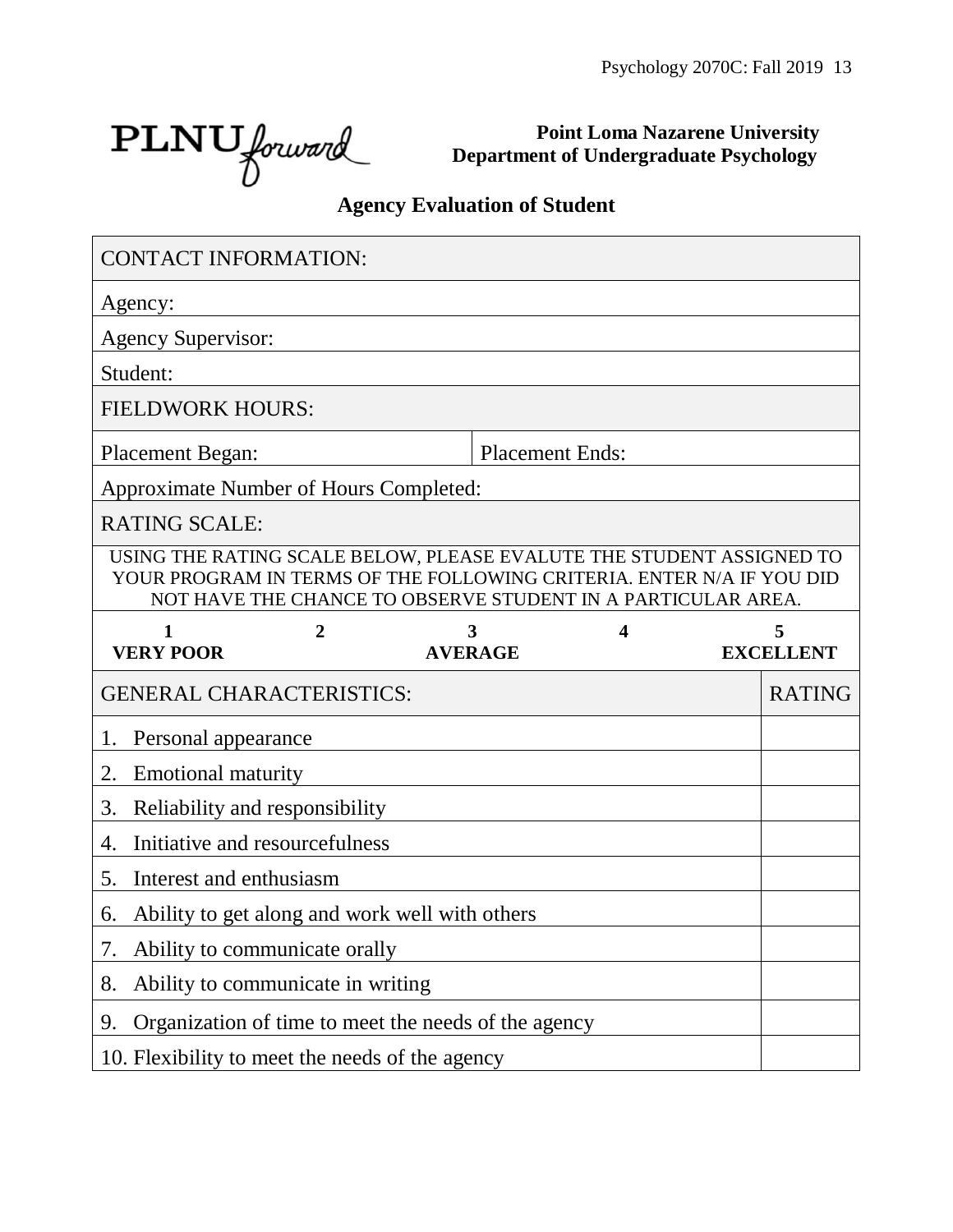PLNU forward

**Point Loma Nazarene University**
**Department of Undergraduate Psychology**

## Agency Evaluation of Student

| CONTACT INFORMATION: | |
|---|---|
| Agency: | |
| Agency Supervisor: | |
| Student: | |
| FIELDWORK HOURS: | |
| Placement Began: | Placement Ends: |
| Approximate Number of Hours Completed: | |
| RATING SCALE: | |

USING THE RATING SCALE BELOW, PLEASE EVALUTE THE STUDENT ASSIGNED TO YOUR PROGRAM IN TERMS OF THE FOLLOWING CRITERIA. ENTER N/A IF YOU DID NOT HAVE THE CHANCE TO OBSERVE STUDENT IN A PARTICULAR AREA.

| 1 | 2 | 3 | 4 | 5 |
|---|---|---|---|---|
| **VERY POOR** | | **AVERAGE** | | **EXCELLENT** |

| GENERAL CHARACTERISTICS: | RATING |
|---|---|
| 1. Personal appearance | |
| 2. Emotional maturity | |
| 3. Reliability and responsibility | |
| 4. Initiative and resourcefulness | |
| 5. Interest and enthusiasm | |
| 6. Ability to get along and work well with others | |
| 7. Ability to communicate orally | |
| 8. Ability to communicate in writing | |
| 9. Organization of time to meet the needs of the agency | |
| 10. Flexibility to meet the needs of the agency | |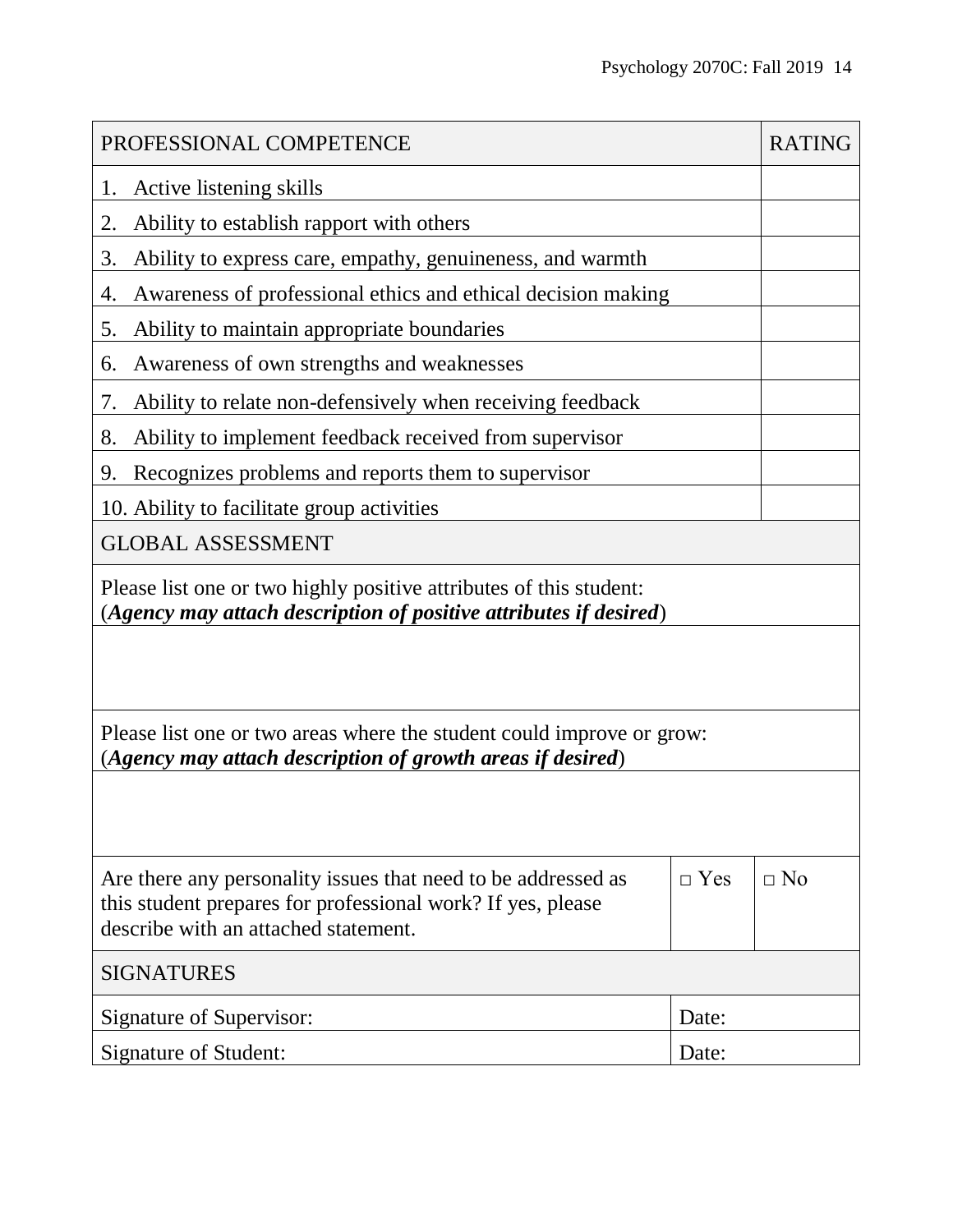| PROFESSIONAL COMPETENCE | RATING |
|---|---|
| 1. Active listening skills | |
| 2. Ability to establish rapport with others | |
| 3. Ability to express care, empathy, genuineness, and warmth | |
| 4. Awareness of professional ethics and ethical decision making | |
| 5. Ability to maintain appropriate boundaries | |
| 6. Awareness of own strengths and weaknesses | |
| 7. Ability to relate non-defensively when receiving feedback | |
| 8. Ability to implement feedback received from supervisor | |
| 9. Recognizes problems and reports them to supervisor | |
| 10. Ability to facilitate group activities | |

| GLOBAL ASSESSMENT |
|---|
| Please list one or two highly positive attributes of this student: (***Agency may attach description of positive attributes if desired***) |
| |
| Please list one or two areas where the student could improve or grow: (***Agency may attach description of growth areas if desired***) |
| |

| | | |
|---|---|---|
| Are there any personality issues that need to be addressed as this student prepares for professional work? If yes, please describe with an attached statement. | □ Yes | □ No |

| SIGNATURES | |
|---|---|
| Signature of Supervisor: | Date: |
| Signature of Student: | Date: |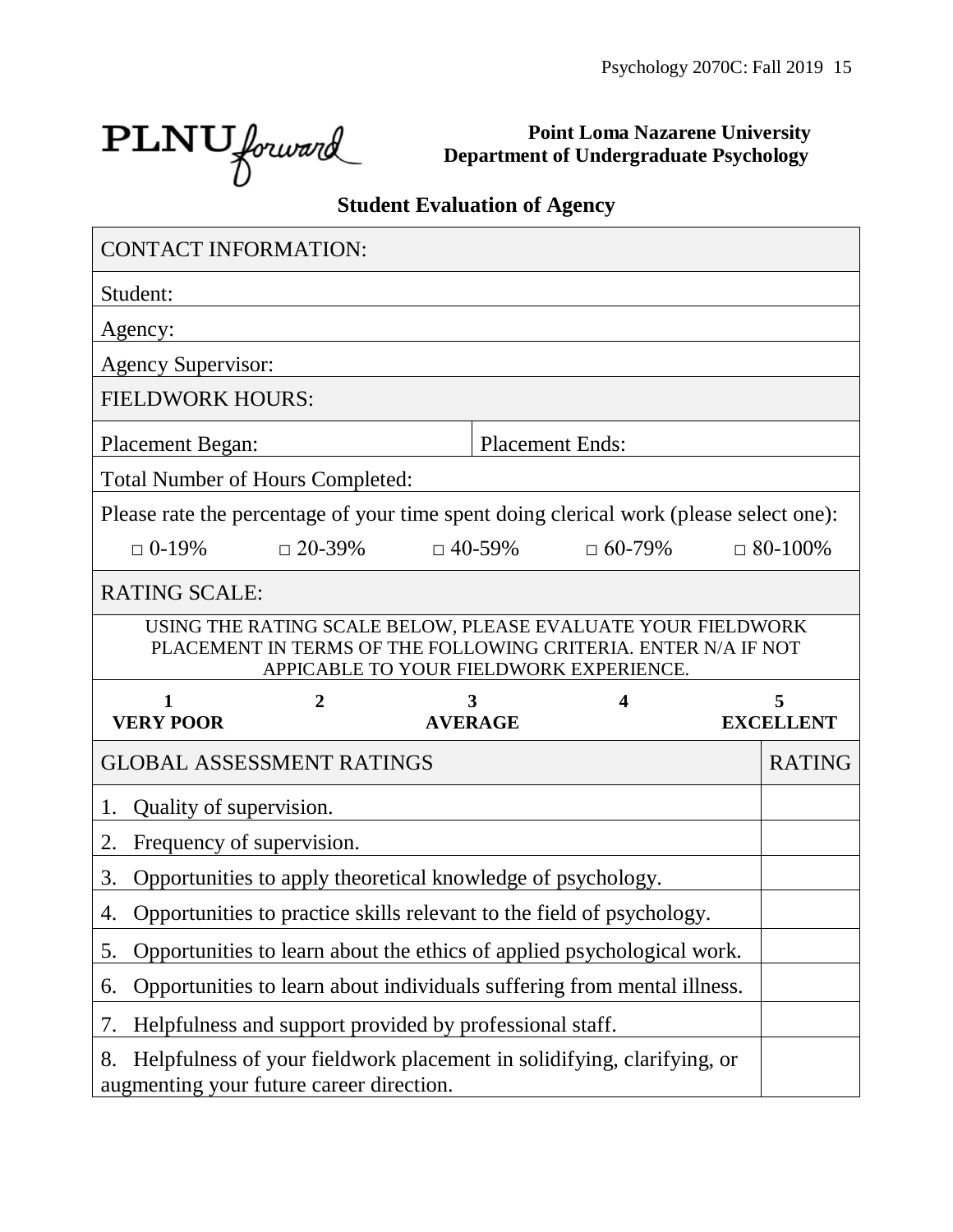PLNU forward

**Point Loma Nazarene University**
**Department of Undergraduate Psychology**

## Student Evaluation of Agency

| CONTACT INFORMATION: | |
|---|---|
| Student: | |
| Agency: | |
| Agency Supervisor: | |
| FIELDWORK HOURS: | |
| Placement Began: | Placement Ends: |
| Total Number of Hours Completed: | |

Please rate the percentage of your time spent doing clerical work (please select one):

□ 0-19%  □ 20-39%  □ 40-59%  □ 60-79%  □ 80-100%

RATING SCALE:

USING THE RATING SCALE BELOW, PLEASE EVALUATE YOUR FIELDWORK PLACEMENT IN TERMS OF THE FOLLOWING CRITERIA. ENTER N/A IF NOT APPICABLE TO YOUR FIELDWORK EXPERIENCE.

| 1 | 2 | 3 | 4 | 5 |
|---|---|---|---|---|
| **VERY POOR** | | **AVERAGE** | | **EXCELLENT** |

| GLOBAL ASSESSMENT RATINGS | RATING |
|---|---|
| 1. Quality of supervision. | |
| 2. Frequency of supervision. | |
| 3. Opportunities to apply theoretical knowledge of psychology. | |
| 4. Opportunities to practice skills relevant to the field of psychology. | |
| 5. Opportunities to learn about the ethics of applied psychological work. | |
| 6. Opportunities to learn about individuals suffering from mental illness. | |
| 7. Helpfulness and support provided by professional staff. | |
| 8. Helpfulness of your fieldwork placement in solidifying, clarifying, or augmenting your future career direction. | |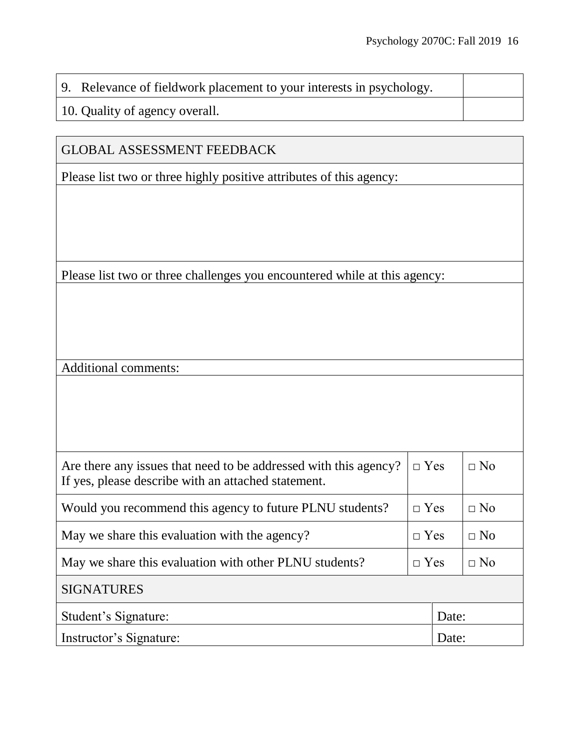| | |
|---|---|
| 9. Relevance of fieldwork placement to your interests in psychology. | |
| 10. Quality of agency overall. | |

| GLOBAL ASSESSMENT FEEDBACK | | |
|---|---|---|
| Please list two or three highly positive attributes of this agency: | | |
| | | |
| Please list two or three challenges you encountered while at this agency: | | |
| | | |
| Additional comments: | | |
| | | |
| Are there any issues that need to be addressed with this agency? If yes, please describe with an attached statement. | □ Yes | □ No |
| Would you recommend this agency to future PLNU students? | □ Yes | □ No |
| May we share this evaluation with the agency? | □ Yes | □ No |
| May we share this evaluation with other PLNU students? | □ Yes | □ No |

| SIGNATURES | |
|---|---|
| Student's Signature: | Date: |
| Instructor's Signature: | Date: |